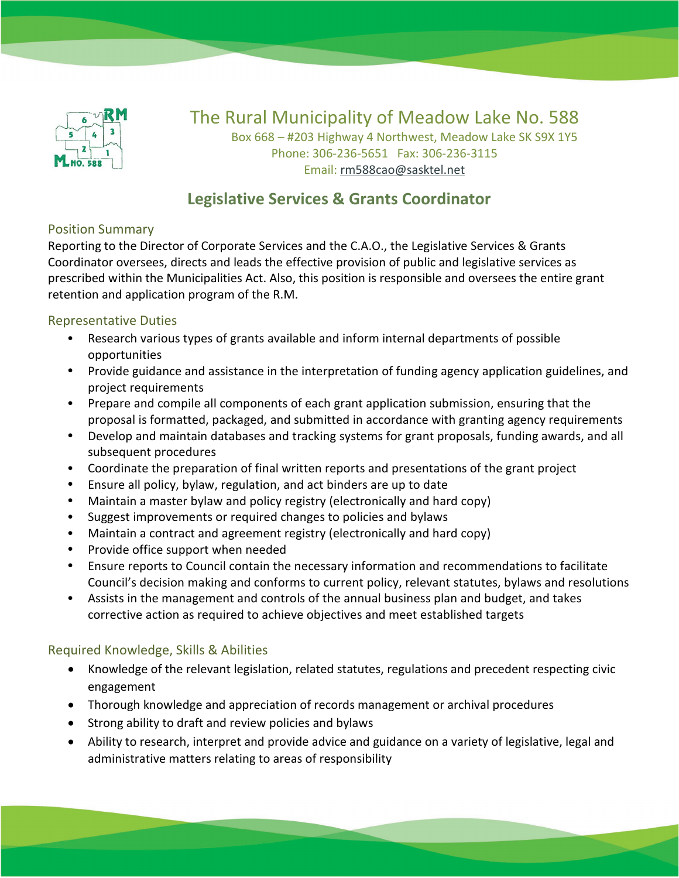# The Rural Municipality of Meadow Lake No. 588

Box 668 – #203 Highway 4 Northwest, Meadow Lake SK S9X 1Y5
Phone: 306-236-5651 Fax: 306-236-3115
Email: rm588cao@sasktel.net

## Legislative Services & Grants Coordinator

### Position Summary

Reporting to the Director of Corporate Services and the C.A.O., the Legislative Services & Grants Coordinator oversees, directs and leads the effective provision of public and legislative services as prescribed within the Municipalities Act. Also, this position is responsible and oversees the entire grant retention and application program of the R.M.

### Representative Duties

- Research various types of grants available and inform internal departments of possible opportunities
- Provide guidance and assistance in the interpretation of funding agency application guidelines, and project requirements
- Prepare and compile all components of each grant application submission, ensuring that the proposal is formatted, packaged, and submitted in accordance with granting agency requirements
- Develop and maintain databases and tracking systems for grant proposals, funding awards, and all subsequent procedures
- Coordinate the preparation of final written reports and presentations of the grant project
- Ensure all policy, bylaw, regulation, and act binders are up to date
- Maintain a master bylaw and policy registry (electronically and hard copy)
- Suggest improvements or required changes to policies and bylaws
- Maintain a contract and agreement registry (electronically and hard copy)
- Provide office support when needed
- Ensure reports to Council contain the necessary information and recommendations to facilitate Council's decision making and conforms to current policy, relevant statutes, bylaws and resolutions
- Assists in the management and controls of the annual business plan and budget, and takes corrective action as required to achieve objectives and meet established targets

### Required Knowledge, Skills & Abilities

- Knowledge of the relevant legislation, related statutes, regulations and precedent respecting civic engagement
- Thorough knowledge and appreciation of records management or archival procedures
- Strong ability to draft and review policies and bylaws
- Ability to research, interpret and provide advice and guidance on a variety of legislative, legal and administrative matters relating to areas of responsibility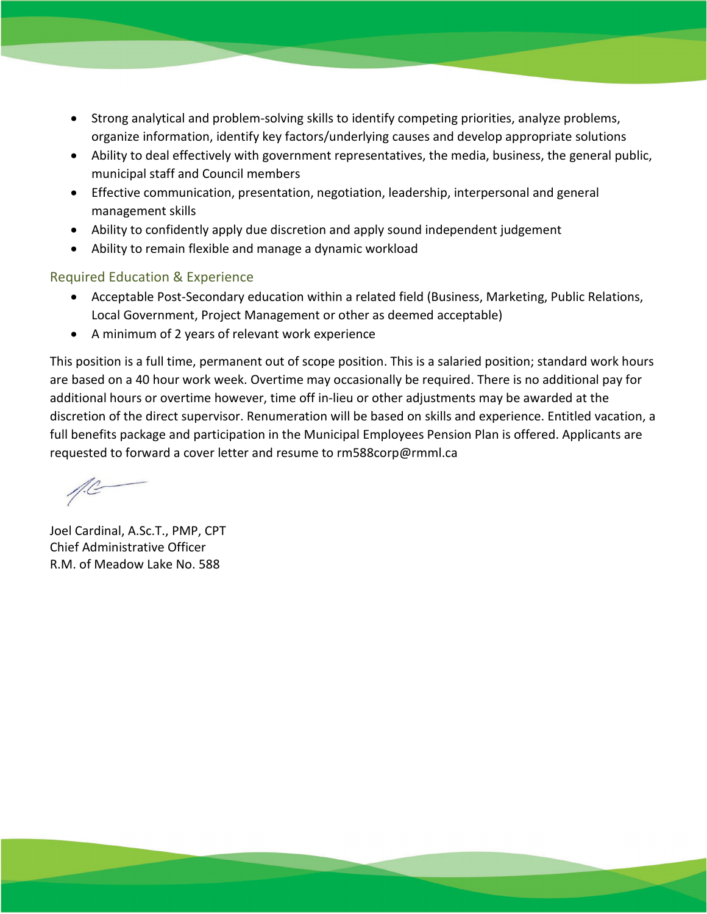- Strong analytical and problem-solving skills to identify competing priorities, analyze problems, organize information, identify key factors/underlying causes and develop appropriate solutions
- Ability to deal effectively with government representatives, the media, business, the general public, municipal staff and Council members
- Effective communication, presentation, negotiation, leadership, interpersonal and general management skills
- Ability to confidently apply due discretion and apply sound independent judgement
- Ability to remain flexible and manage a dynamic workload

## Required Education & Experience

- Acceptable Post-Secondary education within a related field (Business, Marketing, Public Relations, Local Government, Project Management or other as deemed acceptable)
- A minimum of 2 years of relevant work experience

This position is a full time, permanent out of scope position. This is a salaried position; standard work hours are based on a 40 hour work week. Overtime may occasionally be required. There is no additional pay for additional hours or overtime however, time off in-lieu or other adjustments may be awarded at the discretion of the direct supervisor. Renumeration will be based on skills and experience. Entitled vacation, a full benefits package and participation in the Municipal Employees Pension Plan is offered. Applicants are requested to forward a cover letter and resume to rm588corp@rmml.ca

Joel Cardinal, A.Sc.T., PMP, CPT
Chief Administrative Officer
R.M. of Meadow Lake No. 588